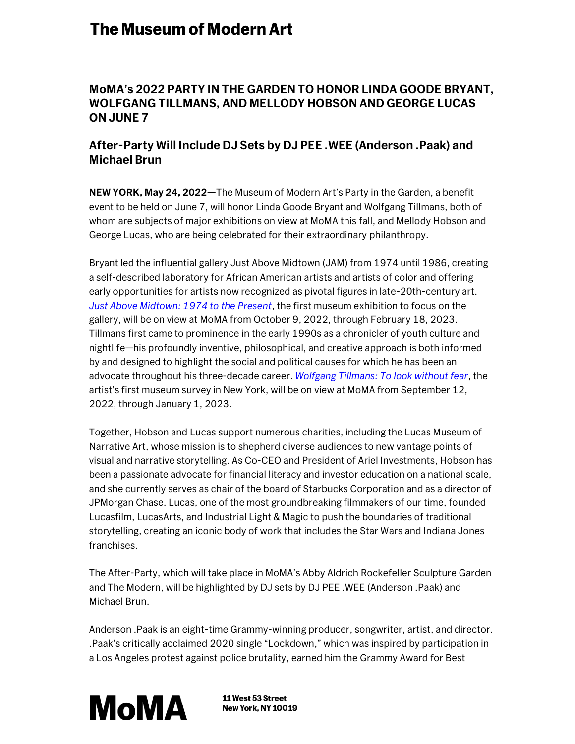# The Museum of Modern Art

## MoMA's 2022 PARTY IN THE GARDEN TO HONOR LINDA GOODE BRYANT, WOLFGANG TILLMANS, AND MELLODY HOBSON AND GEORGE LUCAS ON JUNE 7

### After-Party Will Include DJ Sets by DJ PEE .WEE (Anderson .Paak) and Michael Brun

**NEW YORK, May 24, 2022—**The Museum of Modern Art's Party in the Garden, a benefit event to be held on June 7, will honor Linda Goode Bryant and Wolfgang Tillmans, both of whom are subjects of major exhibitions on view at MoMA this fall, and Mellody Hobson and George Lucas, who are being celebrated for their extraordinary philanthropy.

Bryant led the influential gallery Just Above Midtown (JAM) from 1974 until 1986, creating a self-described laboratory for African American artists and artists of color and offering early opportunities for artists now recognized as pivotal figures in late-20th-century art. *Just Above Midtown: 1974 to the Present*, the first museum exhibition to focus on the gallery, will be on view at MoMA from October 9, 2022, through February 18, 2023. Tillmans first came to prominence in the early 1990s as a chronicler of youth culture and nightlife—his profoundly inventive, philosophical, and creative approach is both informed by and designed to highlight the social and political causes for which he has been an advocate throughout his three-decade career. *Wolfgang Tillmans: To look without fear*, the artist's first museum survey in New York, will be on view at MoMA from September 12, 2022, through January 1, 2023.

Together, Hobson and Lucas support numerous charities, including the Lucas Museum of Narrative Art, whose mission is to shepherd diverse audiences to new vantage points of visual and narrative storytelling. As Co-CEO and President of Ariel Investments, Hobson has been a passionate advocate for financial literacy and investor education on a national scale, and she currently serves as chair of the board of Starbucks Corporation and as a director of JPMorgan Chase. Lucas, one of the most groundbreaking filmmakers of our time, founded Lucasfilm, LucasArts, and Industrial Light & Magic to push the boundaries of traditional storytelling, creating an iconic body of work that includes the Star Wars and Indiana Jones franchises.

The After-Party, which will take place in MoMA's Abby Aldrich Rockefeller Sculpture Garden and The Modern, will be highlighted by DJ sets by DJ PEE .WEE (Anderson .Paak) and Michael Brun.

Anderson .Paak is an eight-time Grammy-winning producer, songwriter, artist, and director. .Paak's critically acclaimed 2020 single "Lockdown," which was inspired by participation in a Los Angeles protest against police brutality, earned him the Grammy Award for Best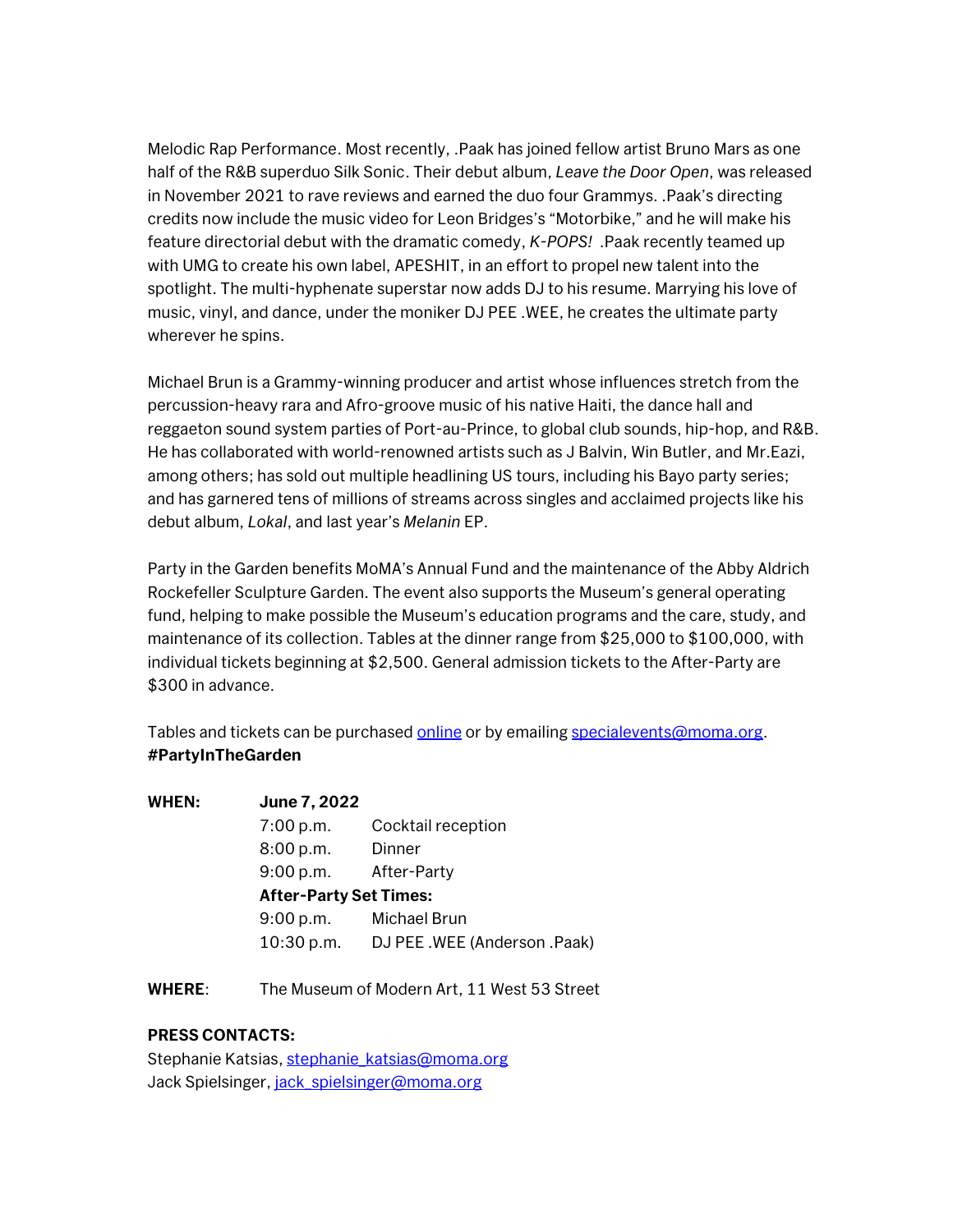Melodic Rap Performance. Most recently, .Paak has joined fellow artist Bruno Mars as one half of the R&B superduo Silk Sonic. Their debut album, *Leave the Door Open*, was released in November 2021 to rave reviews and earned the duo four Grammys. .Paak's directing credits now include the music video for Leon Bridges's "Motorbike," and he will make his feature directorial debut with the dramatic comedy, *K-POPS!* .Paak recently teamed up with UMG to create his own label, APESHIT, in an effort to propel new talent into the spotlight. The multi-hyphenate superstar now adds DJ to his resume. Marrying his love of music, vinyl, and dance, under the moniker DJ PEE .WEE, he creates the ultimate party wherever he spins.

Michael Brun is a Grammy-winning producer and artist whose influences stretch from the percussion-heavy rara and Afro-groove music of his native Haiti, the dance hall and reggaeton sound system parties of Port-au-Prince, to global club sounds, hip-hop, and R&B. He has collaborated with world-renowned artists such as J Balvin, Win Butler, and Mr.Eazi, among others; has sold out multiple headlining US tours, including his Bayo party series; and has garnered tens of millions of streams across singles and acclaimed projects like his debut album, *Lokal*, and last year's *Melanin* EP.

Party in the Garden benefits MoMA's Annual Fund and the maintenance of the Abby Aldrich Rockefeller Sculpture Garden. The event also supports the Museum's general operating fund, helping to make possible the Museum's education programs and the care, study, and maintenance of its collection. Tables at the dinner range from $25,000 to $100,000, with individual tickets beginning at $2,500. General admission tickets to the After-Party are $300 in advance.

Tables and tickets can be purchased online or by emailing specialevents@moma.org.
**#PartyInTheGarden**

**WHEN:** **June 7, 2022**

7:00 p.m. Cocktail reception
8:00 p.m. Dinner
9:00 p.m. After-Party

**After-Party Set Times:**

9:00 p.m. Michael Brun
10:30 p.m. DJ PEE .WEE (Anderson .Paak)

**WHERE**: The Museum of Modern Art, 11 West 53 Street

**PRESS CONTACTS:**
Stephanie Katsias, stephanie_katsias@moma.org
Jack Spielsinger, jack_spielsinger@moma.org